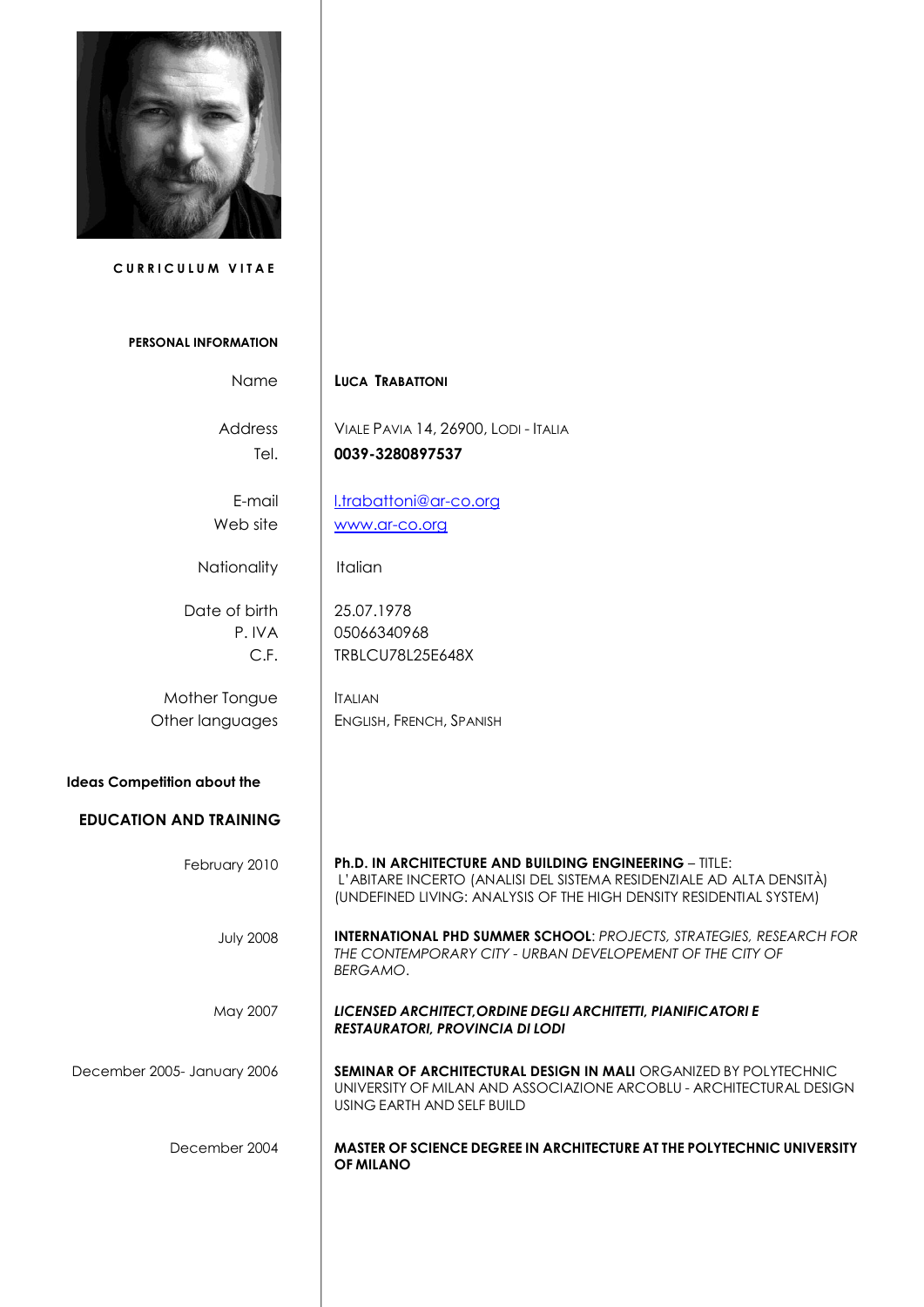**CURRICULUM VITAE**

## PERSONAL INFORMATION

| | |
|---|---|
| Name | **LUCA TRABATTONI** |
| Address | VIALE PAVIA 14, 26900, LODI - ITALIA |
| Tel. | **0039-3280897537** |
| E-mail | l.trabattoni@ar-co.org |
| Web site | www.ar-co.org |
| Nationality | Italian |
| Date of birth | 25.07.1978 |
| P. IVA | 05066340968 |
| C.F. | TRBLCU78L25E648X |
| Mother Tongue | ITALIAN |
| Other languages | ENGLISH, FRENCH, SPANISH |

**Ideas Competition about the**

## EDUCATION AND TRAINING

| | |
|---|---|
| February 2010 | **Ph.D. IN ARCHITECTURE AND BUILDING ENGINEERING** – TITLE: L'ABITARE INCERTO (ANALISI DEL SISTEMA RESIDENZIALE AD ALTA DENSITÀ) (UNDEFINED LIVING: ANALYSIS OF THE HIGH DENSITY RESIDENTIAL SYSTEM) |
| July 2008 | **INTERNATIONAL PHD SUMMER SCHOOL**: *PROJECTS, STRATEGIES, RESEARCH FOR THE CONTEMPORARY CITY - URBAN DEVELOPEMENT OF THE CITY OF BERGAMO*. |
| May 2007 | ***LICENSED ARCHITECT,ORDINE DEGLI ARCHITETTI, PIANIFICATORI E RESTAURATORI, PROVINCIA DI LODI*** |
| December 2005- January 2006 | **SEMINAR OF ARCHITECTURAL DESIGN IN MALI** ORGANIZED BY POLYTECHNIC UNIVERSITY OF MILAN AND ASSOCIAZIONE ARCOBLU - ARCHITECTURAL DESIGN USING EARTH AND SELF BUILD |
| December 2004 | **MASTER OF SCIENCE DEGREE IN ARCHITECTURE AT THE POLYTECHNIC UNIVERSITY OF MILANO** |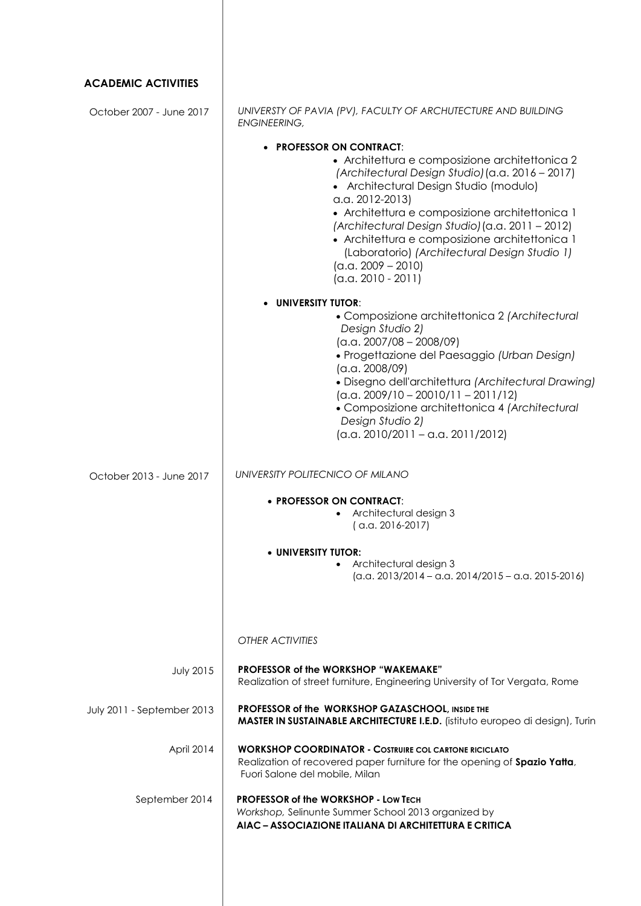## ACADEMIC ACTIVITIES

**October 2007 - June 2017**

*UNIVERSTY OF PAVIA (PV), FACULTY OF ARCHUTECTURE AND BUILDING ENGINEERING,*

- **PROFESSOR ON CONTRACT**:
  - Architettura e composizione architettonica 2 *(Architectural Design Studio)* (a.a. 2016 – 2017)
  - Architectural Design Studio (modulo) a.a. 2012-2013)
  - Architettura e composizione architettonica 1 *(Architectural Design Studio)* (a.a. 2011 – 2012)
  - Architettura e composizione architettonica 1 (Laboratorio) *(Architectural Design Studio 1)* (a.a. 2009 – 2010) (a.a. 2010 - 2011)
- **UNIVERSITY TUTOR**:
  - Composizione architettonica 2 *(Architectural Design Studio 2)* (a.a. 2007/08 – 2008/09)
  - Progettazione del Paesaggio *(Urban Design)* (a.a. 2008/09)
  - Disegno dell'architettura *(Architectural Drawing)* (a.a. 2009/10 – 20010/11 – 2011/12)
  - Composizione architettonica 4 *(Architectural Design Studio 2)* (a.a. 2010/2011 – a.a. 2011/2012)

**October 2013 - June 2017**

*UNIVERSITY POLITECNICO OF MILANO*

- **PROFESSOR ON CONTRACT**:
  - Architectural design 3 ( a.a. 2016-2017)
- **UNIVERSITY TUTOR:**
  - Architectural design 3 (a.a. 2013/2014 – a.a. 2014/2015 – a.a. 2015-2016)

*OTHER ACTIVITIES*

**July 2015**
**PROFESSOR of the WORKSHOP "WAKEMAKE"**
Realization of street furniture, Engineering University of Tor Vergata, Rome

**July 2011 - September 2013**
**PROFESSOR of the WORKSHOP GAZASCHOOL, INSIDE THE MASTER IN SUSTAINABLE ARCHITECTURE I.E.D.** (istituto europeo di design), Turin

**April 2014**
**WORKSHOP COORDINATOR - COSTRUIRE COL CARTONE RICICLATO**
Realization of recovered paper furniture for the opening of **Spazio Yatta**, Fuori Salone del mobile, Milan

**September 2014**
**PROFESSOR of the WORKSHOP - LOW TECH**
*Workshop,* Selinunte Summer School 2013 organized by
**AIAC – ASSOCIAZIONE ITALIANA DI ARCHITETTURA E CRITICA**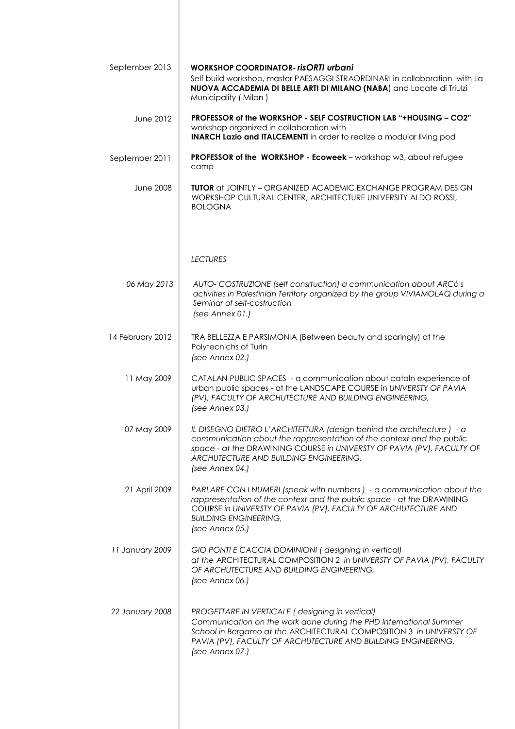September 2013 — **WORKSHOP COORDINATOR- *risORTI urbani***
Self build workshop, master PAESAGGI STRAORDINARI in collaboration with La **NUOVA ACCADEMIA DI BELLE ARTI DI MILANO (NABA**) and Locate di Triulzi Municipality ( Milan )

June 2012 — **PROFESSOR of the WORKSHOP - SELF COSTRUCTION LAB "+HOUSING – CO2"**
workshop organized in collaboration with
**INARCH Lazio and ITALCEMENTI** in order to realize a modular living pod

September 2011 — **PROFESSOR of the WORKSHOP - Ecoweek** – workshop w3, about refugee camp

June 2008 — **TUTOR** at JOINTLY – ORGANIZED ACADEMIC EXCHANGE PROGRAM DESIGN WORKSHOP CULTURAL CENTER, ARCHITECTURE UNIVERSITY ALDO ROSSI, BOLOGNA

*LECTURES*

*06 May 2013* — *AUTO- COSTRUZIONE (self consrtuction) a communication about ARCò's activities in Palestinian Territory organized by the group VIVIAMOLAQ during a Seminar of self-costruction*
*(see Annex 01.)*

14 February 2012 — TRA BELLEZZA E PARSIMONIA (Between beauty and sparingly) at the Polytecnichs of Turin
*(see Annex 02.)*

11 May 2009 — CATALAN PUBLIC SPACES - a communication about cataln experience of urban public spaces - at the LANDSCAPE COURSE in *UNIVERSTY OF PAVIA (PV), FACULTY OF ARCHUTECTURE AND BUILDING ENGINEERING,*
*(see Annex 03.)*

07 May 2009 — *IL DISEGNO DIETRO L'ARCHITETTURA (design behind the architecture ) - a communication about the rappresentation of the context and the public space - at the* DRAWINING COURSE *in UNIVERSTY OF PAVIA (PV), FACULTY OF ARCHUTECTURE AND BUILDING ENGINEERING,*
*(see Annex 04.)*

21 April 2009 — *PARLARE CON I NUMERI (speak with numbers ) - a communication about the rappresentation of the context and the public space - at the* DRAWINING COURSE *in UNIVERSTY OF PAVIA (PV), FACULTY OF ARCHUTECTURE AND BUILDING ENGINEERING,*
*(see Annex 05.)*

*11 January 2009* — *GIO PONTI E CACCIA DOMINIONI ( designing in vertical)*
*at the* ARCHITECTURAL COMPOSITION 2 *in UNIVERSTY OF PAVIA (PV), FACULTY OF ARCHUTECTURE AND BUILDING ENGINEERING,*
*(see Annex 06.)*

*22 January 2008* — *PROGETTARE IN VERTICALE ( designing in vertical)*
*Communication on the work done during the PHD International Summer School in Bergamo at the* ARCHITECTURAL COMPOSITION 3 *in UNIVERSTY OF PAVIA (PV), FACULTY OF ARCHUTECTURE AND BUILDING ENGINEERING,*
*(see Annex 07.)*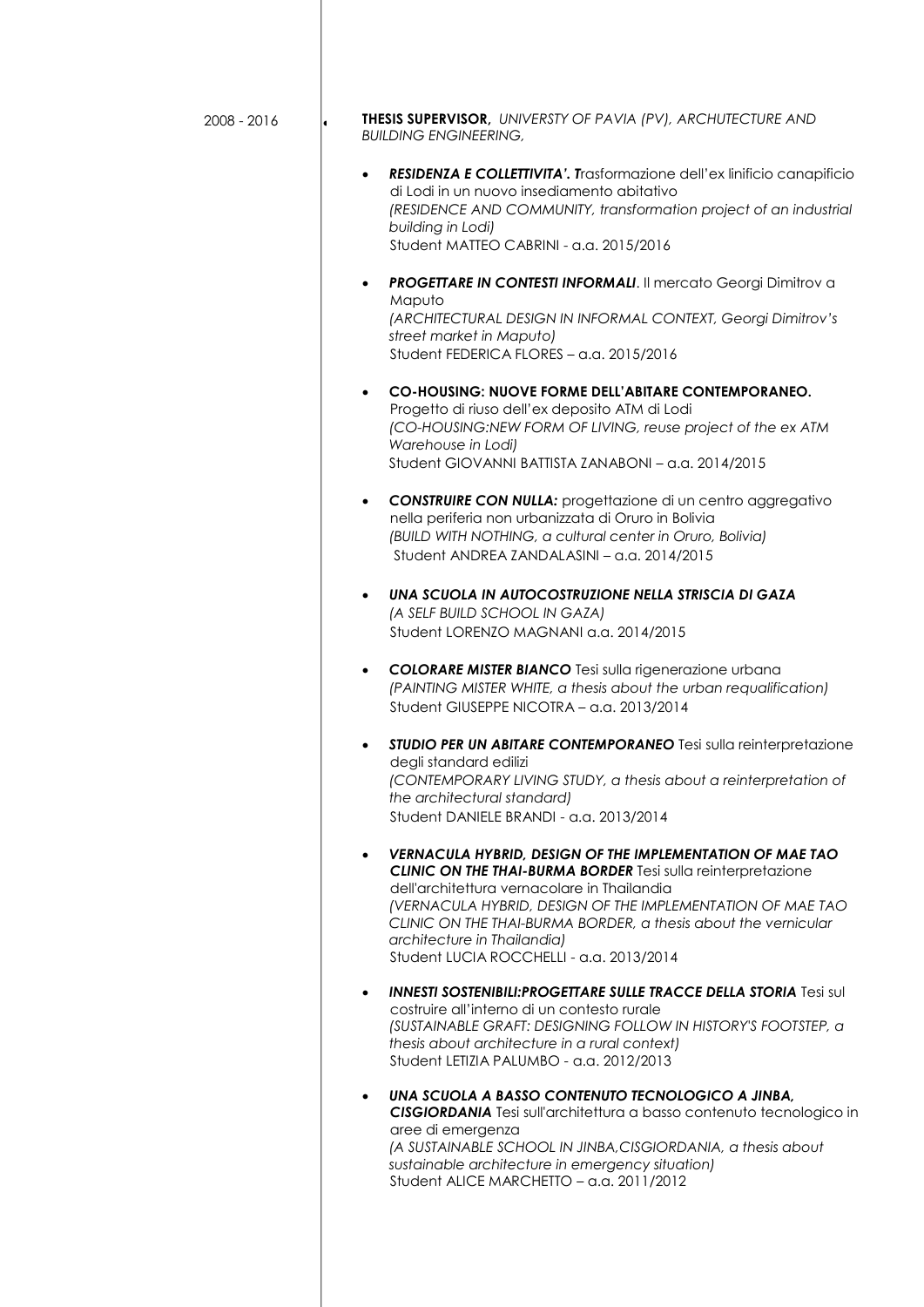2008 - 2016

**THESIS SUPERVISOR,** *UNIVERSTY OF PAVIA (PV), ARCHUTECTURE AND BUILDING ENGINEERING,*

- ***RESIDENZA E COLLETTIVITA'. T****rasformazione dell'ex linificio canapificio di Lodi in un nuovo insediamento abitativo*
  *(RESIDENCE AND COMMUNITY, transformation project of an industrial building in Lodi)*
  Student MATTEO CABRINI - a.a. 2015/2016

- ***PROGETTARE IN CONTESTI INFORMALI***. Il mercato Georgi Dimitrov a Maputo
  *(ARCHITECTURAL DESIGN IN INFORMAL CONTEXT, Georgi Dimitrov's street market in Maputo)*
  Student FEDERICA FLORES – a.a. 2015/2016

- **CO-HOUSING: NUOVE FORME DELL'ABITARE CONTEMPORANEO.** Progetto di riuso dell'ex deposito ATM di Lodi
  *(CO-HOUSING:NEW FORM OF LIVING, reuse project of the ex ATM Warehouse in Lodi)*
  Student GIOVANNI BATTISTA ZANABONI – a.a. 2014/2015

- ***CONSTRUIRE CON NULLA:*** progettazione di un centro aggregativo nella periferia non urbanizzata di Oruro in Bolivia
  *(BUILD WITH NOTHING, a cultural center in Oruro, Bolivia)*
  Student ANDREA ZANDALASINI – a.a. 2014/2015

- ***UNA SCUOLA IN AUTOCOSTRUZIONE NELLA STRISCIA DI GAZA***
  *(A SELF BUILD SCHOOL IN GAZA)*
  Student LORENZO MAGNANI a.a. 2014/2015

- ***COLORARE MISTER BIANCO*** Tesi sulla rigenerazione urbana
  *(PAINTING MISTER WHITE, a thesis about the urban requalification)*
  Student GIUSEPPE NICOTRA – a.a. 2013/2014

- ***STUDIO PER UN ABITARE CONTEMPORANEO*** Tesi sulla reinterpretazione degli standard edilizi
  *(CONTEMPORARY LIVING STUDY, a thesis about a reinterpretation of the architectural standard)*
  Student DANIELE BRANDI - a.a. 2013/2014

- ***VERNACULA HYBRID, DESIGN OF THE IMPLEMENTATION OF MAE TAO CLINIC ON THE THAI-BURMA BORDER*** Tesi sulla reinterpretazione dell'architettura vernacolare in Thailandia
  *(VERNACULA HYBRID, DESIGN OF THE IMPLEMENTATION OF MAE TAO CLINIC ON THE THAI-BURMA BORDER, a thesis about the vernicular architecture in Thailandia)*
  Student LUCIA ROCCHELLI - a.a. 2013/2014

- ***INNESTI SOSTENIBILI:PROGETTARE SULLE TRACCE DELLA STORIA*** Tesi sul costruire all'interno di un contesto rurale
  *(SUSTAINABLE GRAFT: DESIGNING FOLLOW IN HISTORY'S FOOTSTEP, a thesis about architecture in a rural context)*
  Student LETIZIA PALUMBO - a.a. 2012/2013

- ***UNA SCUOLA A BASSO CONTENUTO TECNOLOGICO A JINBA, CISGIORDANIA*** Tesi sull'architettura a basso contenuto tecnologico in aree di emergenza
  *(A SUSTAINABLE SCHOOL IN JINBA,CISGIORDANIA, a thesis about sustainable architecture in emergency situation)*
  Student ALICE MARCHETTO – a.a. 2011/2012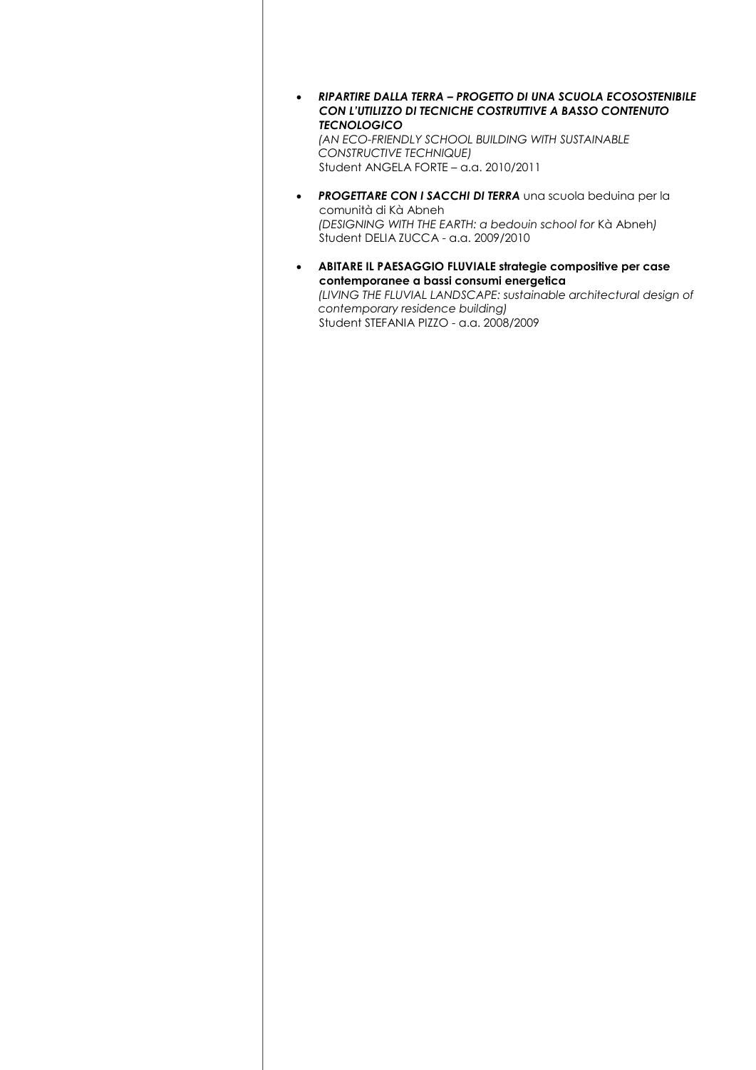- ***RIPARTIRE DALLA TERRA – PROGETTO DI UNA SCUOLA ECOSOSTENIBILE CON L'UTILIZZO DI TECNICHE COSTRUTTIVE A BASSO CONTENUTO TECNOLOGICO***
  *(AN ECO-FRIENDLY SCHOOL BUILDING WITH SUSTAINABLE CONSTRUCTIVE TECHNIQUE)*
  Student ANGELA FORTE – a.a. 2010/2011

- ***PROGETTARE CON I SACCHI DI TERRA*** una scuola beduina per la comunità di Kà Abneh
  *(DESIGNING WITH THE EARTH: a bedouin school for* Kà Abneh*)*
  Student DELIA ZUCCA - a.a. 2009/2010

- **ABITARE IL PAESAGGIO FLUVIALE strategie compositive per case contemporanee a bassi consumi energetica**
  *(LIVING THE FLUVIAL LANDSCAPE: sustainable architectural design of contemporary residence building)*
  Student STEFANIA PIZZO - a.a. 2008/2009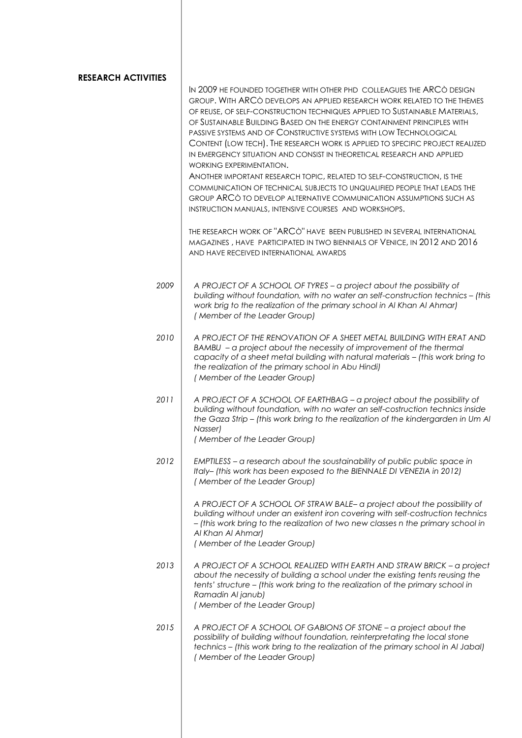## RESEARCH ACTIVITIES

In 2009 he founded together with other PhD colleagues the ARCò design group. With ARCò develops an applied research work related to the themes of reuse, of self-construction techniques applied to Sustainable Materials, of Sustainable Building Based on the energy containment principles with passive systems and of Constructive systems with low Technological Content (low tech). The research work is applied to specific project realized in emergency situation and consist in theoretical research and applied working experimentation.
Another important research topic, related to self-construction, is the communication of technical subjects to unqualified people that leads the group ARCò to develop alternative communication assumptions such as instruction manuals, intensive courses and workshops.

The research work of "ARCò" have been published in several international magazines , have participated in two biennials of Venice, in 2012 and 2016 and have received international awards

**2009**
*A PROJECT OF A SCHOOL OF TYRES – a project about the possibility of building without foundation, with no water an self-construction technics – (this work brig to the realization of the primary school in Al Khan Al Ahmar)*
*( Member of the Leader Group)*

**2010**
*A PROJECT OF THE RENOVATION OF A SHEET METAL BUILDING WITH ERAT AND BAMBU – a project about the necessity of improvement of the thermal capacity of a sheet metal building with natural materials – (this work bring to the realization of the primary school in Abu Hindi)*
*( Member of the Leader Group)*

**2011**
*A PROJECT OF A SCHOOL OF EARTHBAG – a project about the possibility of building without foundation, with no water an self-costruction technics inside the Gaza Strip – (this work bring to the realization of the kindergarden in Um Al Nasser)*
*( Member of the Leader Group)*

**2012**
*EMPTILESS – a research about the soustainability of public public space in Italy– (this work has been exposed to the BIENNALE DI VENEZIA in 2012)*
*( Member of the Leader Group)*

*A PROJECT OF A SCHOOL OF STRAW BALE– a project about the possibility of building without under an existent iron covering with self-costruction technics – (this work bring to the realization of two new classes n the primary school in Al Khan Al Ahmar)*
*( Member of the Leader Group)*

**2013**
*A PROJECT OF A SCHOOL REALIZED WITH EARTH AND STRAW BRICK – a project about the necessity of building a school under the existing tents reusing the tents' structure – (this work bring to the realization of the primary school in Ramadin Al janub)*
*( Member of the Leader Group)*

**2015**
*A PROJECT OF A SCHOOL OF GABIONS OF STONE – a project about the possibility of building without foundation, reinterpretating the local stone technics – (this work bring to the realization of the primary school in Al Jabal)*
*( Member of the Leader Group)*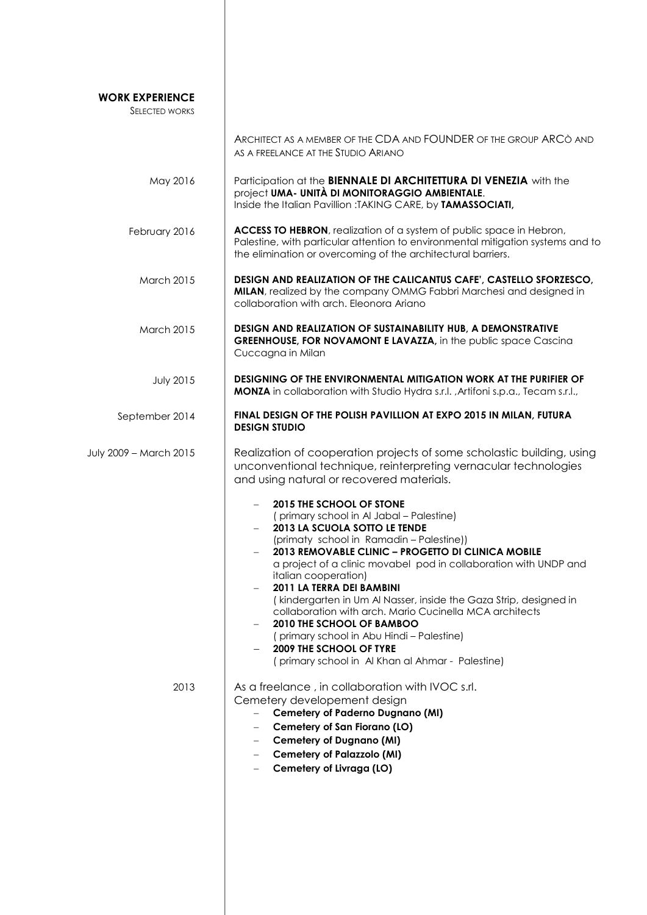## WORK EXPERIENCE

SELECTED WORKS

ARCHITECT AS A MEMBER OF THE CDA AND FOUNDER OF THE GROUP ARCÒ AND AS A FREELANCE AT THE STUDIO ARIANO

May 2016

Participation at the **BIENNALE DI ARCHITETTURA DI VENEZIA** with the project **UMA- UNITÀ DI MONITORAGGIO AMBIENTALE**.
Inside the Italian Pavillion :TAKING CARE, by **TAMASSOCIATI,**

February 2016

**ACCESS TO HEBRON**, realization of a system of public space in Hebron, Palestine, with particular attention to environmental mitigation systems and to the elimination or overcoming of the architectural barriers.

March 2015

**DESIGN AND REALIZATION OF THE CALICANTUS CAFE', CASTELLO SFORZESCO, MILAN**, realized by the company OMMG Fabbri Marchesi and designed in collaboration with arch. Eleonora Ariano

March 2015

**DESIGN AND REALIZATION OF SUSTAINABILITY HUB, A DEMONSTRATIVE GREENHOUSE, FOR NOVAMONT E LAVAZZA,** in the public space Cascina Cuccagna in Milan

July 2015

**DESIGNING OF THE ENVIRONMENTAL MITIGATION WORK AT THE PURIFIER OF MONZA** in collaboration with Studio Hydra s.r.l. ,Artifoni s.p.a., Tecam s.r.l.,

September 2014

**FINAL DESIGN OF THE POLISH PAVILLION AT EXPO 2015 IN MILAN, FUTURA DESIGN STUDIO**

July 2009 – March 2015

Realization of cooperation projects of some scholastic building, using unconventional technique, reinterpreting vernacular technologies and using natural or recovered materials.

- **2015 THE SCHOOL OF STONE**
  ( primary school in Al Jabal – Palestine)
- **2013 LA SCUOLA SOTTO LE TENDE**
  (primaty school in Ramadin – Palestine))
- **2013 REMOVABLE CLINIC – PROGETTO DI CLINICA MOBILE**
  a project of a clinic movabel pod in collaboration with UNDP and italian cooperation)
- **2011 LA TERRA DEI BAMBINI**
  ( kindergarten in Um Al Nasser, inside the Gaza Strip, designed in collaboration with arch. Mario Cucinella MCA architects
- **2010 THE SCHOOL OF BAMBOO**
  ( primary school in Abu Hindi – Palestine)
- **2009 THE SCHOOL OF TYRE**
  ( primary school in Al Khan al Ahmar - Palestine)

2013

As a freelance , in collaboration with IVOC s.rl.
Cemetery developement design

- **Cemetery of Paderno Dugnano (MI)**
- **Cemetery of San Fiorano (LO)**
- **Cemetery of Dugnano (MI)**
- **Cemetery of Palazzolo (MI)**
- **Cemetery of Livraga (LO)**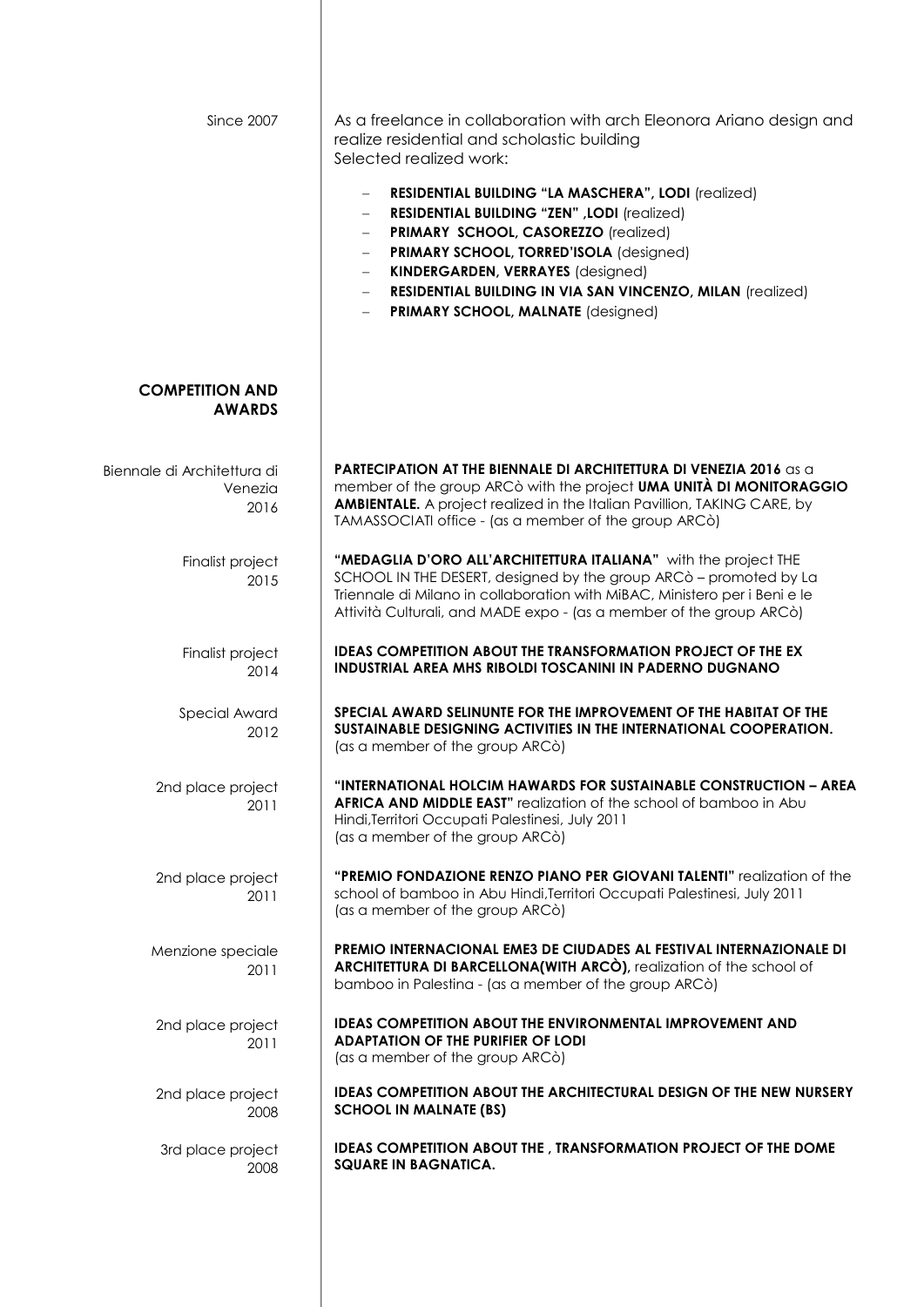Since 2007

As a freelance in collaboration with arch Eleonora Ariano design and realize residential and scholastic building
Selected realized work:

- **RESIDENTIAL BUILDING "LA MASCHERA", LODI** (realized)
- **RESIDENTIAL BUILDING "ZEN" ,LODI** (realized)
- **PRIMARY SCHOOL, CASOREZZO** (realized)
- **PRIMARY SCHOOL, TORRED'ISOLA** (designed)
- **KINDERGARDEN, VERRAYES** (designed)
- **RESIDENTIAL BUILDING IN VIA SAN VINCENZO, MILAN** (realized)
- **PRIMARY SCHOOL, MALNATE** (designed)

## COMPETITION AND AWARDS

Biennale di Architettura di Venezia
2016

**PARTECIPATION AT THE BIENNALE DI ARCHITETTURA DI VENEZIA 2016** as a member of the group ARCò with the project **UMA UNITÀ DI MONITORAGGIO AMBIENTALE.** A project realized in the Italian Pavillion, TAKING CARE, by TAMASSOCIATI office - (as a member of the group ARCò)

Finalist project
2015

**"MEDAGLIA D'ORO ALL'ARCHITETTURA ITALIANA"** with the project THE SCHOOL IN THE DESERT, designed by the group ARCò – promoted by La Triennale di Milano in collaboration with MiBAC, Ministero per i Beni e le Attività Culturali, and MADE expo - (as a member of the group ARCò)

Finalist project
2014

**IDEAS COMPETITION ABOUT THE TRANSFORMATION PROJECT OF THE EX INDUSTRIAL AREA MHS RIBOLDI TOSCANINI IN PADERNO DUGNANO**

Special Award
2012

**SPECIAL AWARD SELINUNTE FOR THE IMPROVEMENT OF THE HABITAT OF THE SUSTAINABLE DESIGNING ACTIVITIES IN THE INTERNATIONAL COOPERATION.**
(as a member of the group ARCò)

2nd place project
2011

**"INTERNATIONAL HOLCIM HAWARDS FOR SUSTAINABLE CONSTRUCTION – AREA AFRICA AND MIDDLE EAST"** realization of the school of bamboo in Abu Hindi,Territori Occupati Palestinesi, July 2011
(as a member of the group ARCò)

2nd place project
2011

**"PREMIO FONDAZIONE RENZO PIANO PER GIOVANI TALENTI"** realization of the school of bamboo in Abu Hindi,Territori Occupati Palestinesi, July 2011
(as a member of the group ARCò)

Menzione speciale
2011

**PREMIO INTERNACIONAL EME3 DE CIUDADES AL FESTIVAL INTERNAZIONALE DI ARCHITETTURA DI BARCELLONA(WITH ARCÒ),** realization of the school of bamboo in Palestina - (as a member of the group ARCò)

2nd place project
2011

**IDEAS COMPETITION ABOUT THE ENVIRONMENTAL IMPROVEMENT AND ADAPTATION OF THE PURIFIER OF LODI**
(as a member of the group ARCò)

2nd place project
2008

**IDEAS COMPETITION ABOUT THE ARCHITECTURAL DESIGN OF THE NEW NURSERY SCHOOL IN MALNATE (BS)**

3rd place project
2008

**IDEAS COMPETITION ABOUT THE , TRANSFORMATION PROJECT OF THE DOME SQUARE IN BAGNATICA.**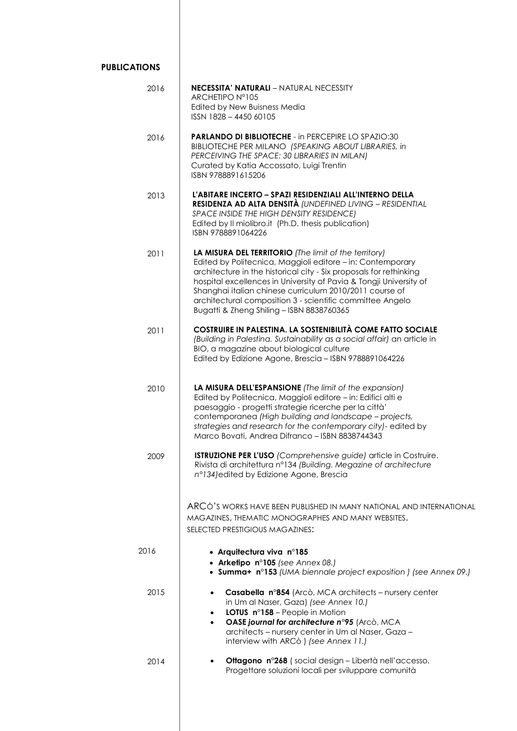## PUBLICATIONS

2016

**NECESSITA' NATURALI** – NATURAL NECESSITY
ARCHETIPO N°105
Edited by New Buisness Media
ISSN 1828 – 4450 60105

2016

**PARLANDO DI BIBLIOTECHE** - in PERCEPIRE LO SPAZIO:30 BIBLIOTECHE PER MILANO *(SPEAKING ABOUT LIBRARIES, in PERCEIVING THE SPACE: 30 LIBRARIES IN MILAN)*
Curated by Katia Accossato, Luigi Trentin
ISBN 9788891615206

2013

**L'ABITARE INCERTO – SPAZI RESIDENZIALI ALL'INTERNO DELLA RESIDENZA AD ALTA DENSITÀ** *(UNDEFINED LIVING – RESIDENTIAL SPACE INSIDE THE HIGH DENSITY RESIDENCE)*
Edited by Il miolibro.it (Ph.D. thesis publication)
ISBN 9788891064226

2011

**LA MISURA DEL TERRITORIO** *(The limit of the territory)*
Edited by Politecnica, Maggioli editore – in: Contemporary architecture in the historical city - Six proposals for rethinking hospital excellences in University of Pavia & Tongji University of Shanghai italian chinese curriculum 2010/2011 course of architectural composition 3 - scientific committee Angelo Bugatti & Zheng Shiling – ISBN 8838760365

2011

**COSTRUIRE IN PALESTINA. LA SOSTENIBILITÀ COME FATTO SOCIALE** *(Building in Palestina. Sustainability as a social affair)* an article in BIO, a magazine about biological culture
Edited by Edizione Agone, Brescia – ISBN 9788891064226

2010

**LA MISURA DELL'ESPANSIONE** *(The limit of the expansion)*
Edited by Politecnica, Maggioli editore – in: Edifici alti e paesaggio - progetti strategie ricerche per la città' contemporanea *(High building and landscape – projects, strategies and research for the contemporary city)*- edited by Marco Bovati, Andrea Difranco – ISBN 8838744343

2009

**ISTRUZIONE PER L'USO** *(Comprehensive guide)* article in Costruire. Rivista di architettura n°134 *(Building. Megazine of architecture n°134)*edited by Edizione Agone, Brescia

ARCÒ'S WORKS HAVE BEEN PUBLISHED IN MANY NATIONAL AND INTERNATIONAL MAGAZINES, THEMATIC MONOGRAPHES AND MANY WEBSITES.
SELECTED PRESTIGIOUS MAGAZINES:

2016

- **Arquitectura viva n°185**
- **Arketipo n°105** *(see Annex 08.)*
- **Summa+ n°153** *(UMA biennale project exposition ) (see Annex 09.)*

2015

- **Casabella n°854** (Arcò, MCA architects – nursery center in Um al Naser, Gaza) *(see Annex 10.)*
- **LOTUS n°158** – People in Motion
- ***OASE journal for architecture n°95*** (Arcò, MCA architects – nursery center in Um al Naser, Gaza – interview with ARCò ) *(see Annex 11.)*

2014

- **Ottagono n°268** ( social design – Libertà nell'accesso. Progettare soluzioni locali per sviluppare comunità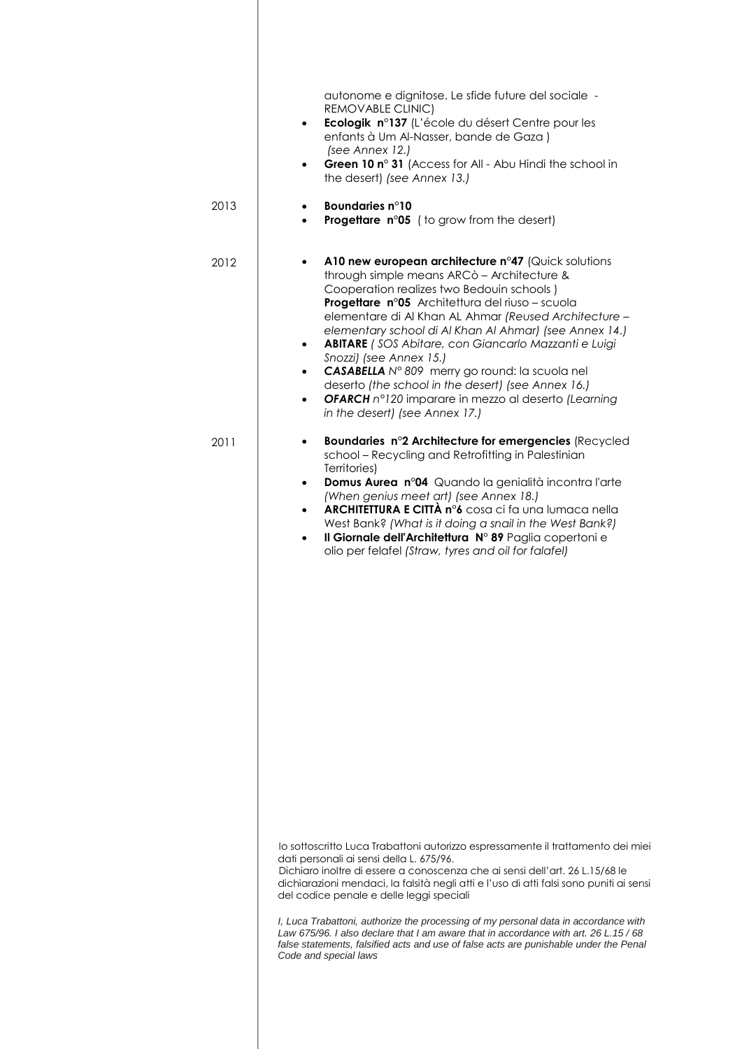autonome e dignitose. Le sfide future del sociale - REMOVABLE CLINIC)

- **Ecologik n°137** (L'école du désert Centre pour les enfants à Um Al-Nasser, bande de Gaza ) *(see Annex 12.)*
- **Green 10 n° 31** (Access for All - Abu Hindi the school in the desert) *(see Annex 13.)*

2013

- **Boundaries n°10**
- **Progettare n°05** ( to grow from the desert)

2012

- **A10 new european architecture n°47** (Quick solutions through simple means ARCò – Architecture & Cooperation realizes two Bedouin schools )
  **Progettare n°05** Architettura del riuso – scuola elementare di Al Khan AL Ahmar *(Reused Architecture – elementary school di Al Khan Al Ahmar) (see Annex 14.)*
- **ABITARE** *( SOS Abitare, con Giancarlo Mazzanti e Luigi Snozzi) (see Annex 15.)*
- ***CASABELLA*** *N° 809* merry go round: la scuola nel deserto *(the school in the desert) (see Annex 16.)*
- ***OFARCH*** *n°120* imparare in mezzo al deserto *(Learning in the desert) (see Annex 17.)*

2011

- **Boundaries n°2 Architecture for emergencies** (Recycled school – Recycling and Retrofitting in Palestinian Territories)
- **Domus Aurea n°04** Quando la genialità incontra l'arte *(When genius meet art) (see Annex 18.)*
- **ARCHITETTURA E CITTÀ n°6** cosa ci fa una lumaca nella West Bank? *(What is it doing a snail in the West Bank?)*
- **Il Giornale dell'Architettura N° 89** Paglia copertoni e olio per felafel *(Straw, tyres and oil for falafel)*

Io sottoscritto Luca Trabattoni autorizzo espressamente il trattamento dei miei dati personali ai sensi della L. 675/96.
Dichiaro inoltre di essere a conoscenza che ai sensi dell'art. 26 L.15/68 le dichiarazioni mendaci, la falsità negli atti e l'uso di atti falsi sono puniti ai sensi del codice penale e delle leggi speciali

*I, Luca Trabattoni, authorize the processing of my personal data in accordance with Law 675/96. I also declare that I am aware that in accordance with art. 26 L.15 / 68 false statements, falsified acts and use of false acts are punishable under the Penal Code and special laws*